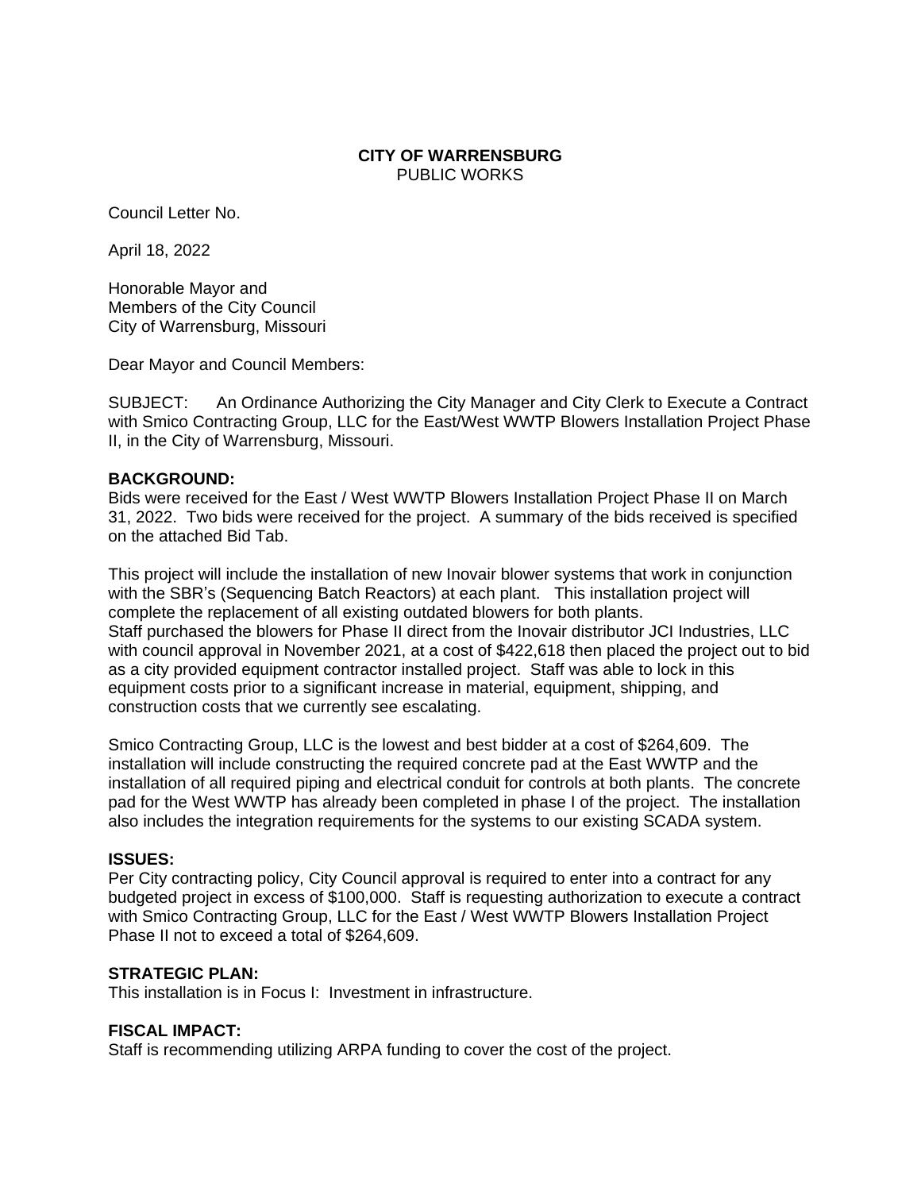**CITY OF WARRENSBURG**
PUBLIC WORKS

Council Letter No.

April 18, 2022

Honorable Mayor and
Members of the City Council
City of Warrensburg, Missouri

Dear Mayor and Council Members:

SUBJECT: An Ordinance Authorizing the City Manager and City Clerk to Execute a Contract with Smico Contracting Group, LLC for the East/West WWTP Blowers Installation Project Phase II, in the City of Warrensburg, Missouri.

**BACKGROUND:**
Bids were received for the East / West WWTP Blowers Installation Project Phase II on March 31, 2022. Two bids were received for the project. A summary of the bids received is specified on the attached Bid Tab.

This project will include the installation of new Inovair blower systems that work in conjunction with the SBR's (Sequencing Batch Reactors) at each plant. This installation project will complete the replacement of all existing outdated blowers for both plants.
Staff purchased the blowers for Phase II direct from the Inovair distributor JCI Industries, LLC with council approval in November 2021, at a cost of $422,618 then placed the project out to bid as a city provided equipment contractor installed project. Staff was able to lock in this equipment costs prior to a significant increase in material, equipment, shipping, and construction costs that we currently see escalating.

Smico Contracting Group, LLC is the lowest and best bidder at a cost of $264,609. The installation will include constructing the required concrete pad at the East WWTP and the installation of all required piping and electrical conduit for controls at both plants. The concrete pad for the West WWTP has already been completed in phase I of the project. The installation also includes the integration requirements for the systems to our existing SCADA system.

**ISSUES:**
Per City contracting policy, City Council approval is required to enter into a contract for any budgeted project in excess of $100,000. Staff is requesting authorization to execute a contract with Smico Contracting Group, LLC for the East / West WWTP Blowers Installation Project Phase II not to exceed a total of $264,609.

**STRATEGIC PLAN:**
This installation is in Focus I: Investment in infrastructure.

**FISCAL IMPACT:**
Staff is recommending utilizing ARPA funding to cover the cost of the project.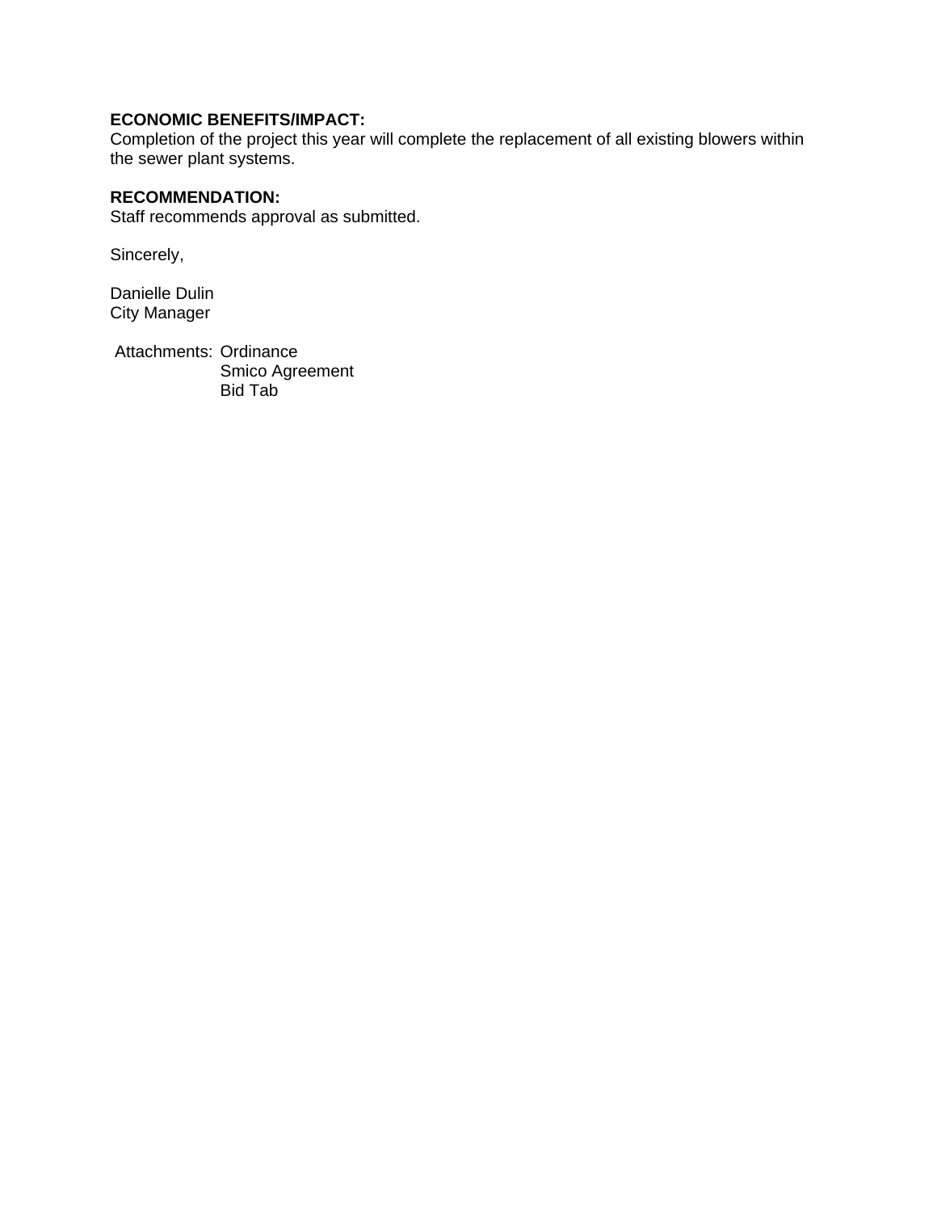**ECONOMIC BENEFITS/IMPACT:**
Completion of the project this year will complete the replacement of all existing blowers within the sewer plant systems.

**RECOMMENDATION:**
Staff recommends approval as submitted.

Sincerely,

Danielle Dulin
City Manager

Attachments: Ordinance
Smico Agreement
Bid Tab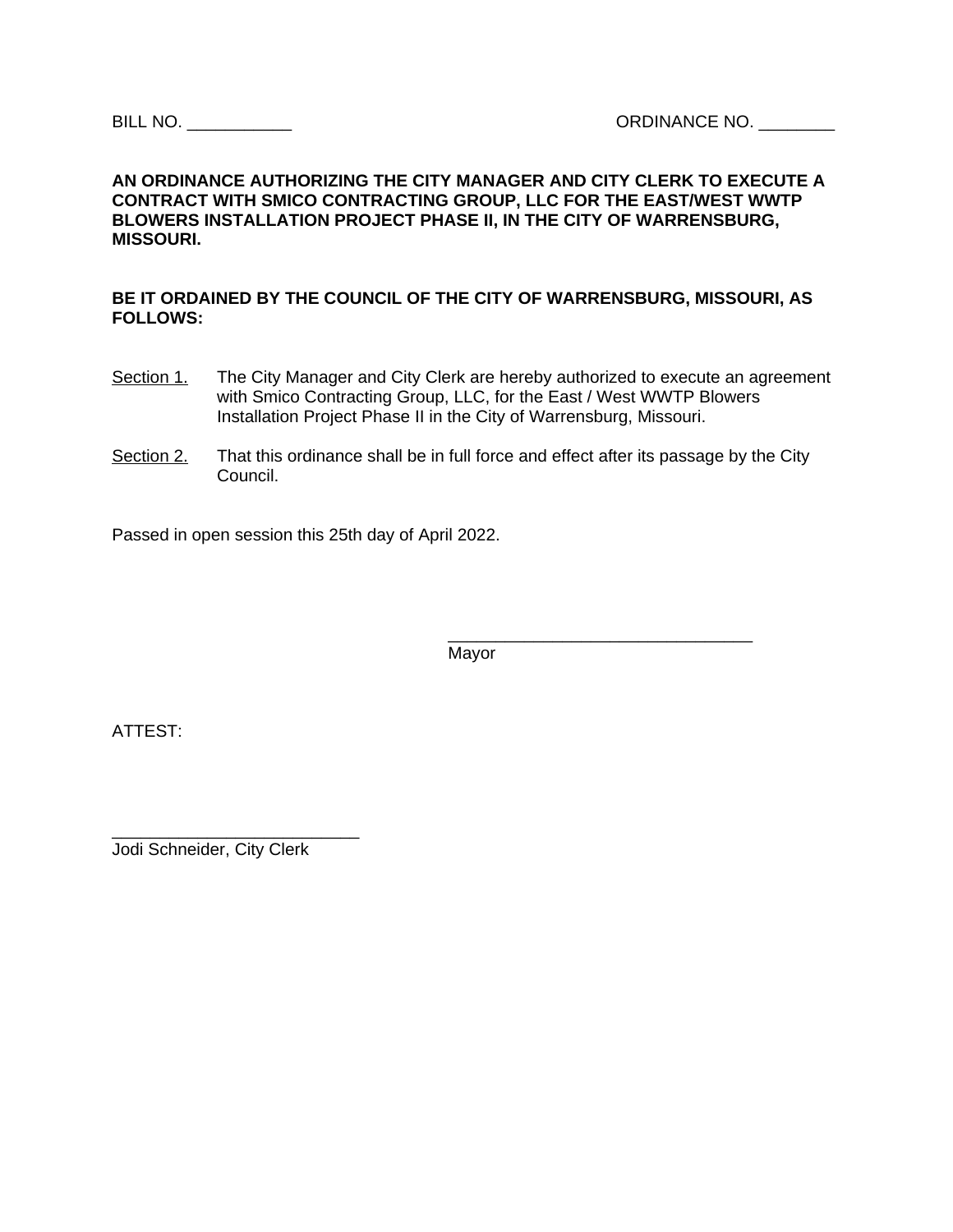BILL NO. ___________ ORDINANCE NO. ________

**AN ORDINANCE AUTHORIZING THE CITY MANAGER AND CITY CLERK TO EXECUTE A CONTRACT WITH SMICO CONTRACTING GROUP, LLC FOR THE EAST/WEST WWTP BLOWERS INSTALLATION PROJECT PHASE II, IN THE CITY OF WARRENSBURG, MISSOURI.**

**BE IT ORDAINED BY THE COUNCIL OF THE CITY OF WARRENSBURG, MISSOURI, AS FOLLOWS:**

Section 1. The City Manager and City Clerk are hereby authorized to execute an agreement with Smico Contracting Group, LLC, for the East / West WWTP Blowers Installation Project Phase II in the City of Warrensburg, Missouri.

Section 2. That this ordinance shall be in full force and effect after its passage by the City Council.

Passed in open session this 25th day of April 2022.

________________________________
Mayor

ATTEST:

__________________________
Jodi Schneider, City Clerk